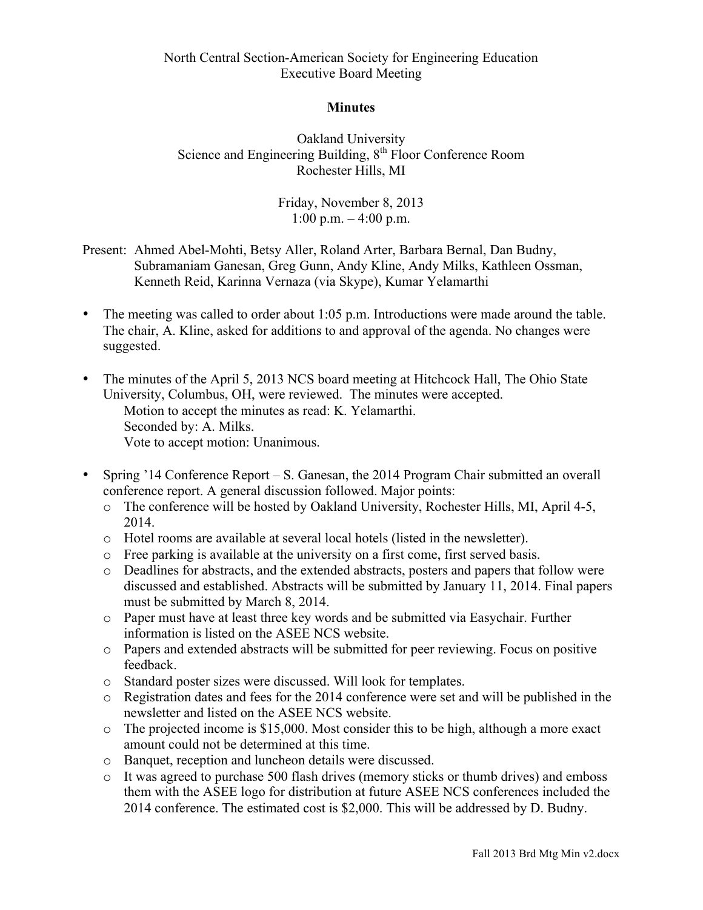North Central Section-American Society for Engineering Education
Executive Board Meeting

**Minutes**

Oakland University
Science and Engineering Building, 8th Floor Conference Room
Rochester Hills, MI

Friday, November 8, 2013
1:00 p.m. – 4:00 p.m.

Present: Ahmed Abel-Mohti, Betsy Aller, Roland Arter, Barbara Bernal, Dan Budny, Subramaniam Ganesan, Greg Gunn, Andy Kline, Andy Milks, Kathleen Ossman, Kenneth Reid, Karinna Vernaza (via Skype), Kumar Yelamarthi

- The meeting was called to order about 1:05 p.m. Introductions were made around the table. The chair, A. Kline, asked for additions to and approval of the agenda. No changes were suggested.

- The minutes of the April 5, 2013 NCS board meeting at Hitchcock Hall, The Ohio State University, Columbus, OH, were reviewed. The minutes were accepted.
  Motion to accept the minutes as read: K. Yelamarthi.
  Seconded by: A. Milks.
  Vote to accept motion: Unanimous.

- Spring '14 Conference Report – S. Ganesan, the 2014 Program Chair submitted an overall conference report. A general discussion followed. Major points:
  - The conference will be hosted by Oakland University, Rochester Hills, MI, April 4-5, 2014.
  - Hotel rooms are available at several local hotels (listed in the newsletter).
  - Free parking is available at the university on a first come, first served basis.
  - Deadlines for abstracts, and the extended abstracts, posters and papers that follow were discussed and established. Abstracts will be submitted by January 11, 2014. Final papers must be submitted by March 8, 2014.
  - Paper must have at least three key words and be submitted via Easychair. Further information is listed on the ASEE NCS website.
  - Papers and extended abstracts will be submitted for peer reviewing. Focus on positive feedback.
  - Standard poster sizes were discussed. Will look for templates.
  - Registration dates and fees for the 2014 conference were set and will be published in the newsletter and listed on the ASEE NCS website.
  - The projected income is $15,000. Most consider this to be high, although a more exact amount could not be determined at this time.
  - Banquet, reception and luncheon details were discussed.
  - It was agreed to purchase 500 flash drives (memory sticks or thumb drives) and emboss them with the ASEE logo for distribution at future ASEE NCS conferences included the 2014 conference. The estimated cost is $2,000. This will be addressed by D. Budny.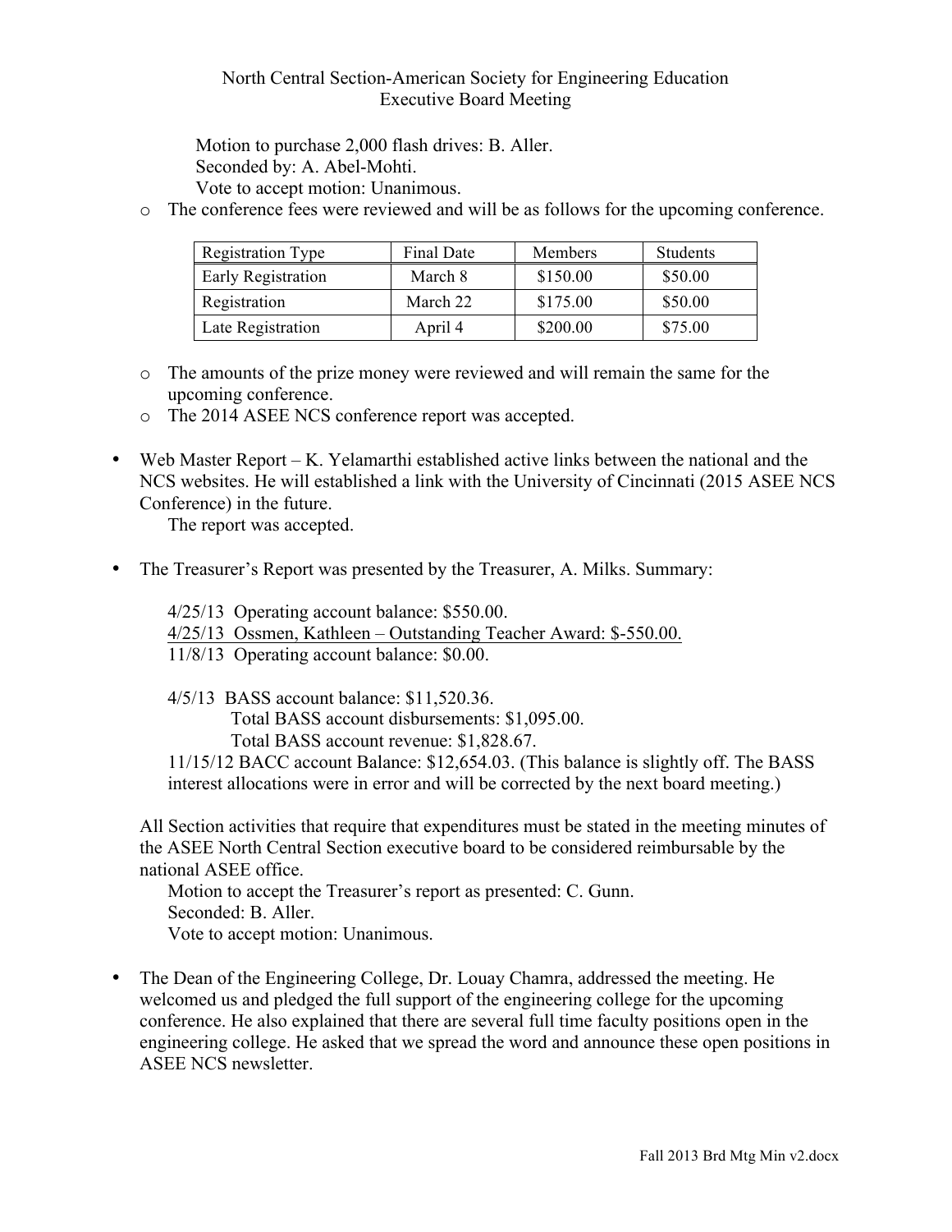Motion to purchase 2,000 flash drives: B. Aller.
Seconded by: A. Abel-Mohti.
Vote to accept motion: Unanimous.

- The conference fees were reviewed and will be as follows for the upcoming conference.

| Registration Type | Final Date | Members | Students |
|---|---|---|---|
| Early Registration | March 8 | $150.00 | $50.00 |
| Registration | March 22 | $175.00 | $50.00 |
| Late Registration | April 4 | $200.00 | $75.00 |

- The amounts of the prize money were reviewed and will remain the same for the upcoming conference.
- The 2014 ASEE NCS conference report was accepted.

- Web Master Report – K. Yelamarthi established active links between the national and the NCS websites. He will established a link with the University of Cincinnati (2015 ASEE NCS Conference) in the future.
  The report was accepted.

- The Treasurer's Report was presented by the Treasurer, A. Milks. Summary:

  4/25/13 Operating account balance: $550.00.
  <u>4/25/13 Ossmen, Kathleen – Outstanding Teacher Award: $-550.00.</u>
  11/8/13 Operating account balance: $0.00.

  4/5/13 BASS account balance: $11,520.36.
  Total BASS account disbursements: $1,095.00.
  Total BASS account revenue: $1,828.67.
  11/15/12 BACC account Balance: $12,654.03. (This balance is slightly off. The BASS interest allocations were in error and will be corrected by the next board meeting.)

  All Section activities that require that expenditures must be stated in the meeting minutes of the ASEE North Central Section executive board to be considered reimbursable by the national ASEE office.
  Motion to accept the Treasurer's report as presented: C. Gunn.
  Seconded: B. Aller.
  Vote to accept motion: Unanimous.

- The Dean of the Engineering College, Dr. Louay Chamra, addressed the meeting. He welcomed us and pledged the full support of the engineering college for the upcoming conference. He also explained that there are several full time faculty positions open in the engineering college. He asked that we spread the word and announce these open positions in ASEE NCS newsletter.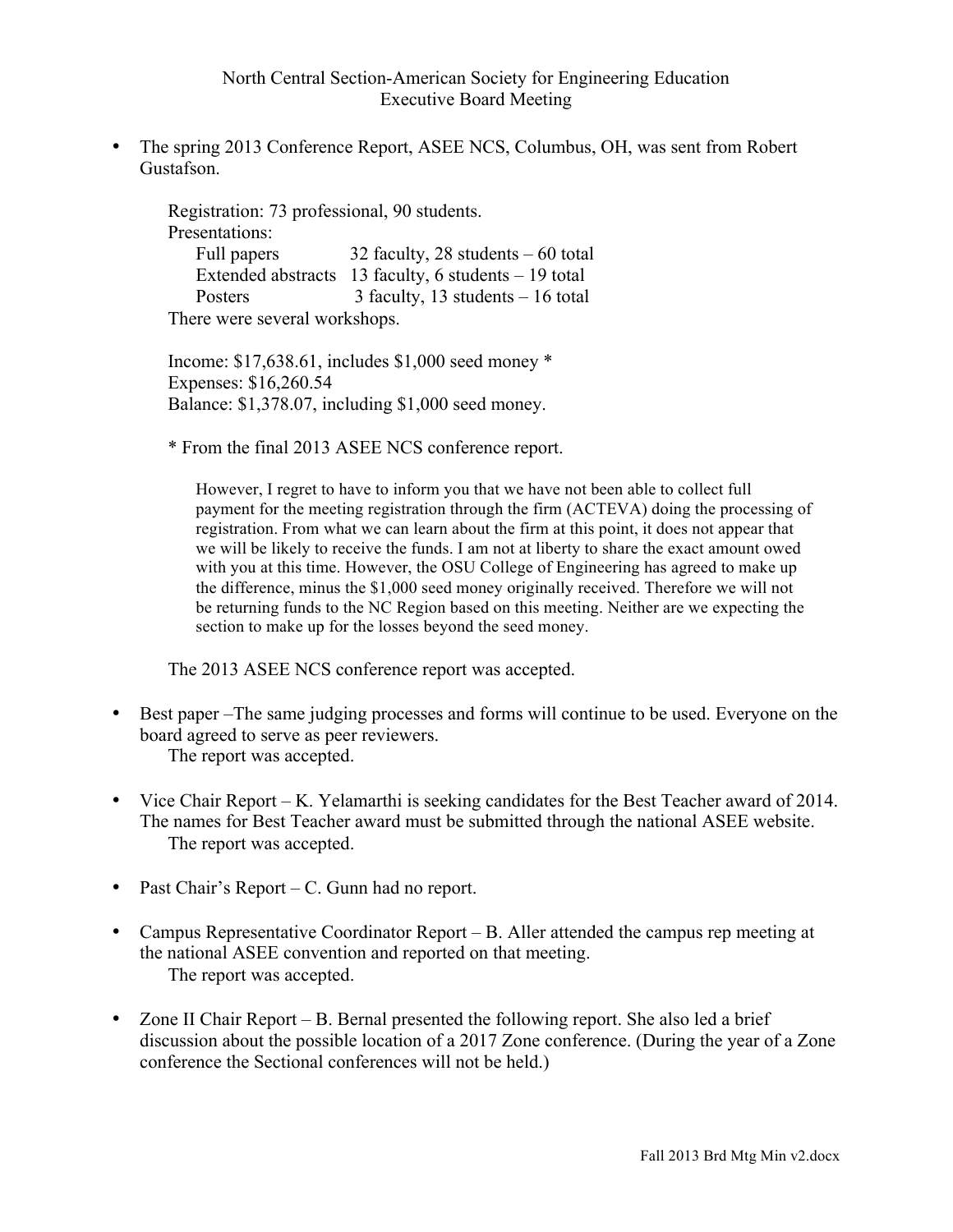North Central Section-American Society for Engineering Education
Executive Board Meeting

- The spring 2013 Conference Report, ASEE NCS, Columbus, OH, was sent from Robert Gustafson.

  Registration: 73 professional, 90 students.
  Presentations:

  | | |
  |---|---|
  | Full papers | 32 faculty, 28 students – 60 total |
  | Extended abstracts | 13 faculty, 6 students – 19 total |
  | Posters | 3 faculty, 13 students – 16 total |

  There were several workshops.

  Income: $17,638.61, includes $1,000 seed money *
  Expenses: $16,260.54
  Balance: $1,378.07, including $1,000 seed money.

  * From the final 2013 ASEE NCS conference report.

  > However, I regret to have to inform you that we have not been able to collect full payment for the meeting registration through the firm (ACTEVA) doing the processing of registration. From what we can learn about the firm at this point, it does not appear that we will be likely to receive the funds. I am not at liberty to share the exact amount owed with you at this time. However, the OSU College of Engineering has agreed to make up the difference, minus the $1,000 seed money originally received. Therefore we will not be returning funds to the NC Region based on this meeting. Neither are we expecting the section to make up for the losses beyond the seed money.

  The 2013 ASEE NCS conference report was accepted.

- Best paper –The same judging processes and forms will continue to be used. Everyone on the board agreed to serve as peer reviewers.
  The report was accepted.

- Vice Chair Report – K. Yelamarthi is seeking candidates for the Best Teacher award of 2014. The names for Best Teacher award must be submitted through the national ASEE website.
  The report was accepted.

- Past Chair's Report – C. Gunn had no report.

- Campus Representative Coordinator Report – B. Aller attended the campus rep meeting at the national ASEE convention and reported on that meeting.
  The report was accepted.

- Zone II Chair Report – B. Bernal presented the following report. She also led a brief discussion about the possible location of a 2017 Zone conference. (During the year of a Zone conference the Sectional conferences will not be held.)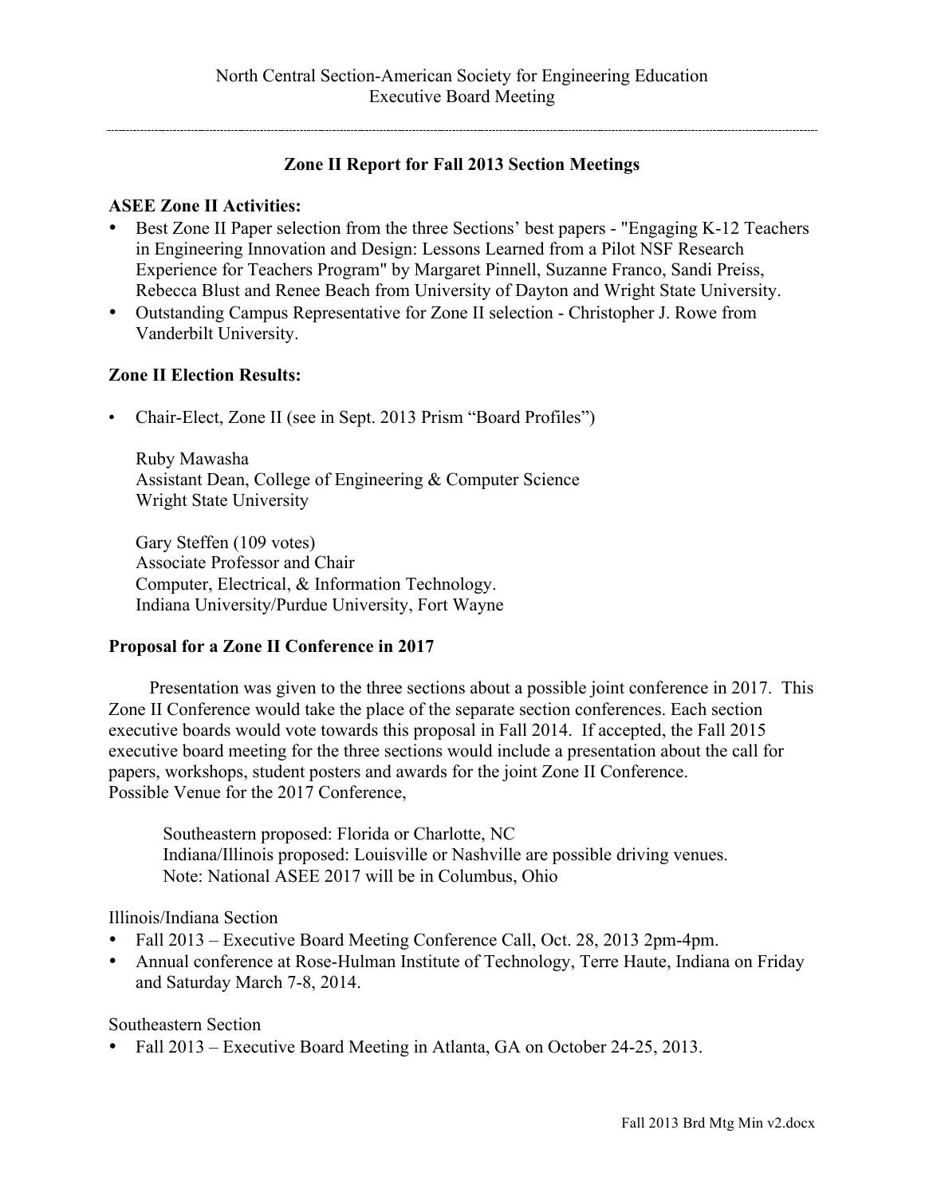North Central Section-American Society for Engineering Education
Executive Board Meeting

---

## Zone II Report for Fall 2013 Section Meetings

**ASEE Zone II Activities:**

- Best Zone II Paper selection from the three Sections' best papers - "Engaging K-12 Teachers in Engineering Innovation and Design: Lessons Learned from a Pilot NSF Research Experience for Teachers Program" by Margaret Pinnell, Suzanne Franco, Sandi Preiss, Rebecca Blust and Renee Beach from University of Dayton and Wright State University.
- Outstanding Campus Representative for Zone II selection - Christopher J. Rowe from Vanderbilt University.

**Zone II Election Results:**

- Chair-Elect, Zone II (see in Sept. 2013 Prism "Board Profiles")

  Ruby Mawasha
  Assistant Dean, College of Engineering & Computer Science
  Wright State University

  Gary Steffen (109 votes)
  Associate Professor and Chair
  Computer, Electrical, & Information Technology.
  Indiana University/Purdue University, Fort Wayne

**Proposal for a Zone II Conference in 2017**

Presentation was given to the three sections about a possible joint conference in 2017. This Zone II Conference would take the place of the separate section conferences. Each section executive boards would vote towards this proposal in Fall 2014. If accepted, the Fall 2015 executive board meeting for the three sections would include a presentation about the call for papers, workshops, student posters and awards for the joint Zone II Conference.
Possible Venue for the 2017 Conference,

> Southeastern proposed: Florida or Charlotte, NC
> Indiana/Illinois proposed: Louisville or Nashville are possible driving venues.
> Note: National ASEE 2017 will be in Columbus, Ohio

Illinois/Indiana Section

- Fall 2013 – Executive Board Meeting Conference Call, Oct. 28, 2013 2pm-4pm.
- Annual conference at Rose-Hulman Institute of Technology, Terre Haute, Indiana on Friday and Saturday March 7-8, 2014.

Southeastern Section

- Fall 2013 – Executive Board Meeting in Atlanta, GA on October 24-25, 2013.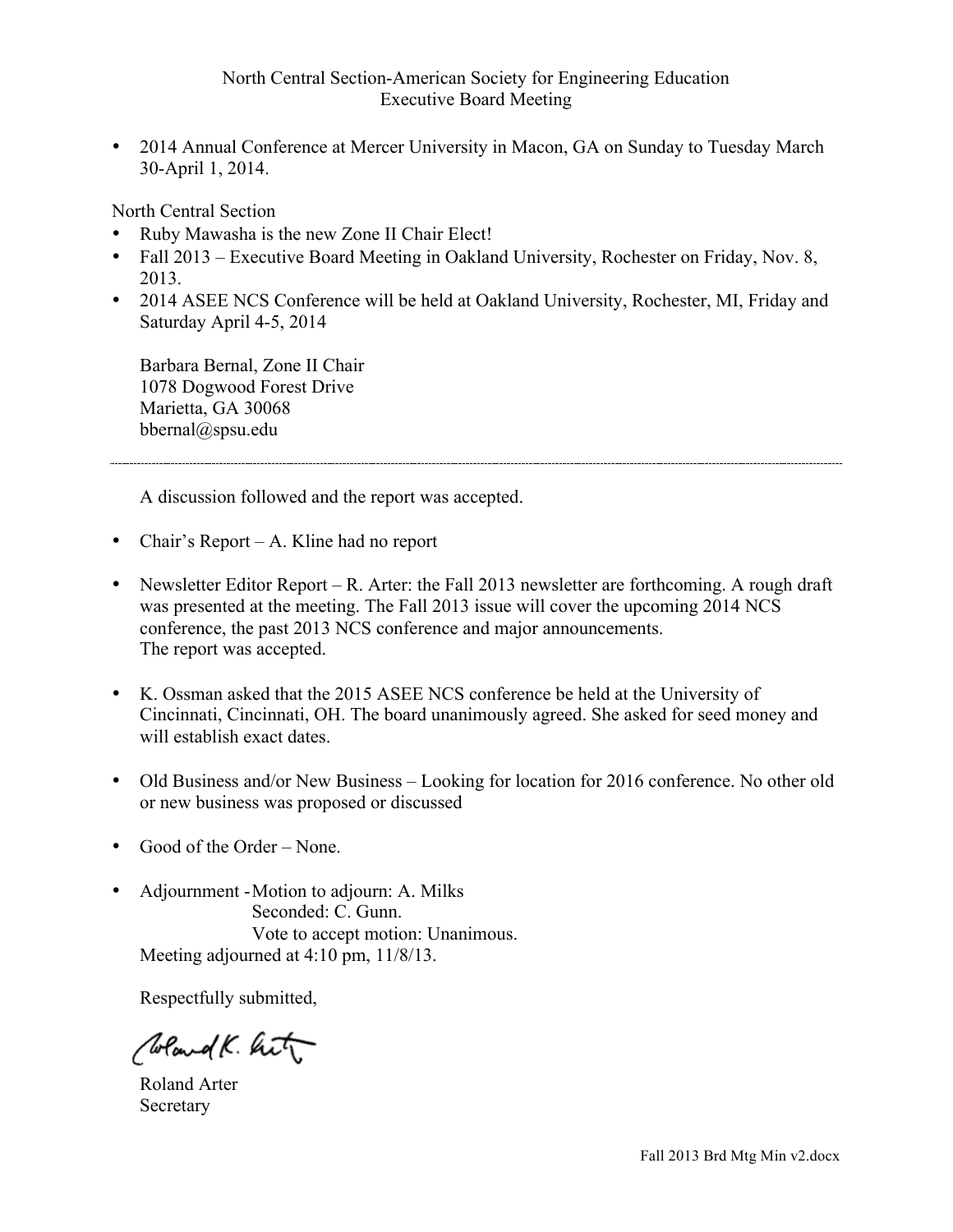North Central Section-American Society for Engineering Education
Executive Board Meeting

- 2014 Annual Conference at Mercer University in Macon, GA on Sunday to Tuesday March 30-April 1, 2014.

North Central Section
- Ruby Mawasha is the new Zone II Chair Elect!
- Fall 2013 – Executive Board Meeting in Oakland University, Rochester on Friday, Nov. 8, 2013.
- 2014 ASEE NCS Conference will be held at Oakland University, Rochester, MI, Friday and Saturday April 4-5, 2014

Barbara Bernal, Zone II Chair
1078 Dogwood Forest Drive
Marietta, GA 30068
bbernal@spsu.edu

---

A discussion followed and the report was accepted.

- Chair's Report – A. Kline had no report

- Newsletter Editor Report – R. Arter: the Fall 2013 newsletter are forthcoming. A rough draft was presented at the meeting. The Fall 2013 issue will cover the upcoming 2014 NCS conference, the past 2013 NCS conference and major announcements.
The report was accepted.

- K. Ossman asked that the 2015 ASEE NCS conference be held at the University of Cincinnati, Cincinnati, OH. The board unanimously agreed. She asked for seed money and will establish exact dates.

- Old Business and/or New Business – Looking for location for 2016 conference. No other old or new business was proposed or discussed

- Good of the Order – None.

- Adjournment - Motion to adjourn: A. Milks
  Seconded: C. Gunn.
  Vote to accept motion: Unanimous.
  Meeting adjourned at 4:10 pm, 11/8/13.

Respectfully submitted,

Roland Arter
Secretary

Fall 2013 Brd Mtg Min v2.docx